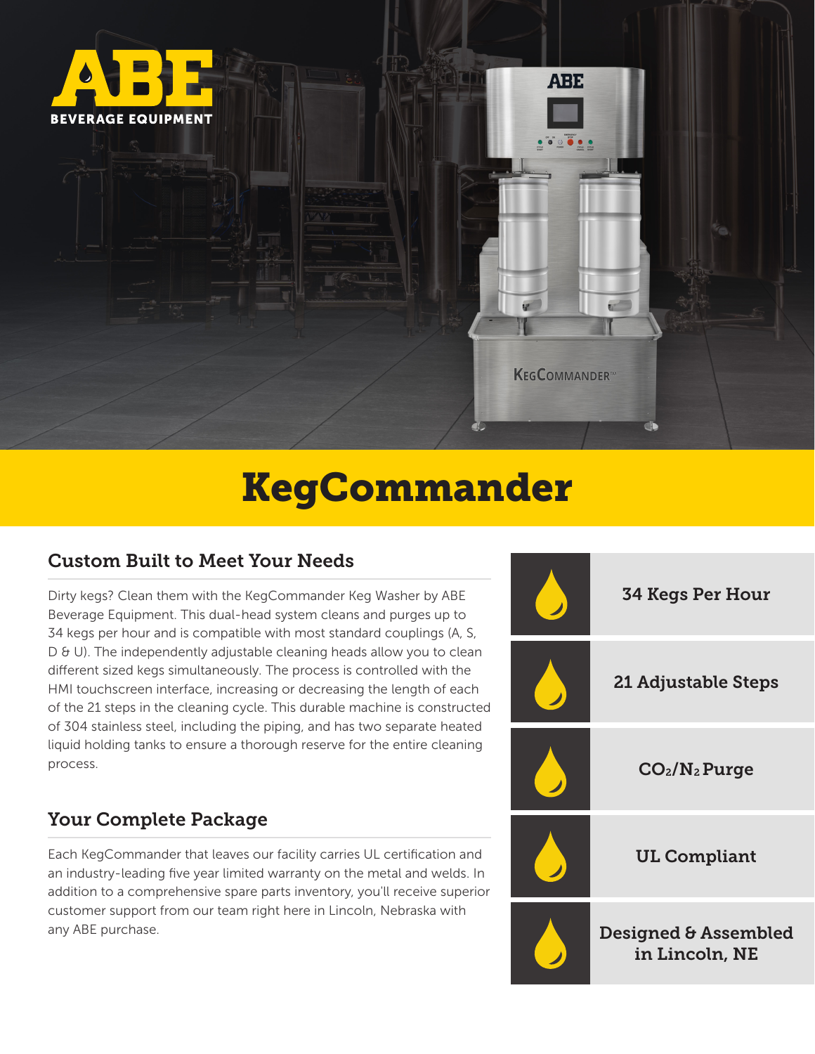ABE

BEVERAGE EQUIPMENT

# KegCommander

## Custom Built to Meet Your Needs

Dirty kegs? Clean them with the KegCommander Keg Washer by ABE Beverage Equipment. This dual-head system cleans and purges up to 34 kegs per hour and is compatible with most standard couplings (A, S, D & U). The independently adjustable cleaning heads allow you to clean different sized kegs simultaneously. The process is controlled with the HMI touchscreen interface, increasing or decreasing the length of each of the 21 steps in the cleaning cycle. This durable machine is constructed of 304 stainless steel, including the piping, and has two separate heated liquid holding tanks to ensure a thorough reserve for the entire cleaning process.

## Your Complete Package

Each KegCommander that leaves our facility carries UL certification and an industry-leading five year limited warranty on the metal and welds. In addition to a comprehensive spare parts inventory, you'll receive superior customer support from our team right here in Lincoln, Nebraska with any ABE purchase.

- **34 Kegs Per Hour**
- **21 Adjustable Steps**
- **$CO_2$/$N_2$ Purge**
- **UL Compliant**
- **Designed & Assembled in Lincoln, NE**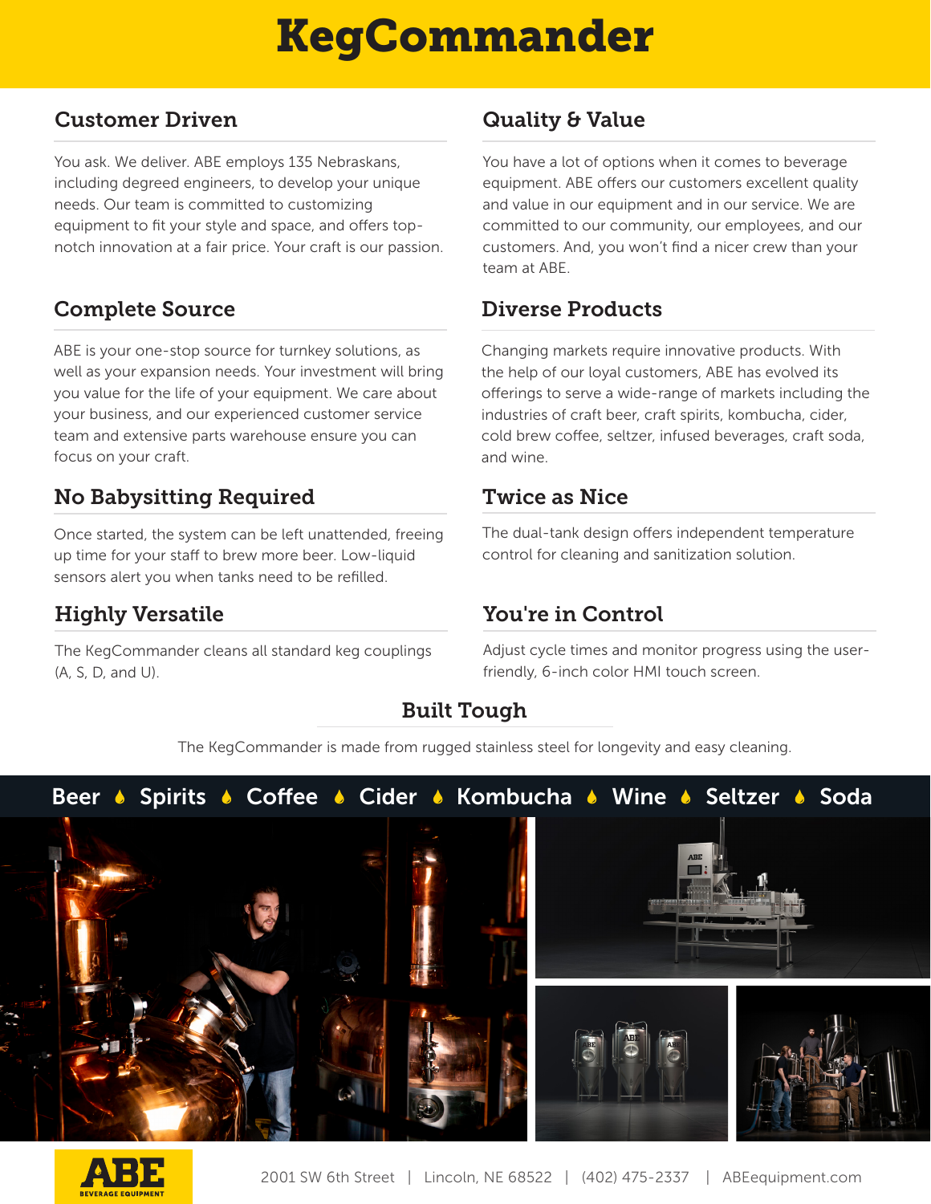# KegCommander

## Customer Driven

You ask. We deliver. ABE employs 135 Nebraskans, including degreed engineers, to develop your unique needs. Our team is committed to customizing equipment to fit your style and space, and offers top-notch innovation at a fair price. Your craft is our passion.

## Quality & Value

You have a lot of options when it comes to beverage equipment. ABE offers our customers excellent quality and value in our equipment and in our service. We are committed to our community, our employees, and our customers. And, you won't find a nicer crew than your team at ABE.

## Complete Source

ABE is your one-stop source for turnkey solutions, as well as your expansion needs. Your investment will bring you value for the life of your equipment. We care about your business, and our experienced customer service team and extensive parts warehouse ensure you can focus on your craft.

## Diverse Products

Changing markets require innovative products. With the help of our loyal customers, ABE has evolved its offerings to serve a wide-range of markets including the industries of craft beer, craft spirits, kombucha, cider, cold brew coffee, seltzer, infused beverages, craft soda, and wine.

## No Babysitting Required

Once started, the system can be left unattended, freeing up time for your staff to brew more beer. Low-liquid sensors alert you when tanks need to be refilled.

## Twice as Nice

The dual-tank design offers independent temperature control for cleaning and sanitization solution.

## Highly Versatile

The KegCommander cleans all standard keg couplings (A, S, D, and U).

## You're in Control

Adjust cycle times and monitor progress using the user-friendly, 6-inch color HMI touch screen.

## Built Tough

The KegCommander is made from rugged stainless steel for longevity and easy cleaning.

**Beer • Spirits • Coffee • Cider • Kombucha • Wine • Seltzer • Soda**

ABE BEVERAGE EQUIPMENT

2001 SW 6th Street | Lincoln, NE 68522 | (402) 475-2337 | ABEequipment.com